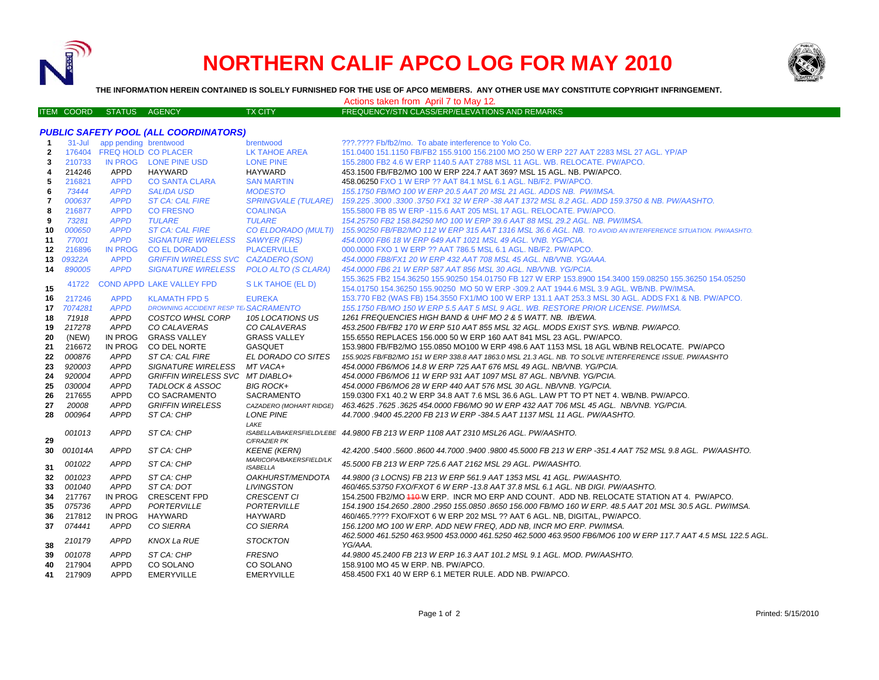# NORTHERN CALIF APCO LOG FOR MAY 2010

**THE INFORMATION HEREIN CONTAINED IS SOLELY FURNISHED FOR THE USE OF APCO MEMBERS. ANY OTHER USE MAY CONSTITUTE COPYRIGHT INFRINGEMENT.**

Actions taken from April 7 to May 12.

### PUBLIC SAFETY POOL (ALL COORDINATORS)

| ITEM | COORD | STATUS | AGENCY | TX CITY | FREQUENCY/STN CLASS/ERP/ELEVATIONS AND REMARKS |
|---|---|---|---|---|---|
| 1 | 31-Jul | app pending | brentwood | brentwood | ???.???? Fb/fb2/mo. To abate interference to Yolo Co. |
| 2 | 176404 | FREQ HOLD | CO PLACER | LK TAHOE AREA | 151.0400 151.1150 FB/FB2 155.9100 156.2100 MO 250 W ERP 227 AAT 2283 MSL 27 AGL. YP/AP |
| 3 | 210733 | IN PROG | LONE PINE USD | LONE PINE | 155.2800 FB2 4.6 W ERP 1140.5 AAT 2788 MSL 11 AGL. WB. RELOCATE. PW/APCO. |
| 4 | 214246 | APPD | HAYWARD | HAYWARD | 453.1500 FB/FB2/MO 100 W ERP 224.7 AAT 369? MSL 15 AGL. NB. PW/APCO. |
| 5 | 216821 | APPD | CO SANTA CLARA | SAN MARTIN | 458.06250 FXO 1 W ERP ?? AAT 84.1 MSL 6.1 AGL. NB/F2. PW/APCO. |
| 6 | *73444* | *APPD* | *SALIDA USD* | *MODESTO* | *155.1750 FB/MO 100 W ERP 20.5 AAT 20 MSL 21 AGL. ADDS NB. PW/IMSA.* |
| 7 | *000637* | *APPD* | *ST CA: CAL FIRE* | *SPRINGVALE (TULARE)* | *159.225 .3000 .3300 .3750 FX1 32 W ERP -38 AAT 1372 MSL 8.2 AGL. ADD 159.3750 & NB. PW/AASHTO.* |
| 8 | 216877 | APPD | CO FRESNO | COALINGA | 155.5800 FB 85 W ERP -115.6 AAT 205 MSL 17 AGL. RELOCATE. PW/APCO. |
| 9 | *73281* | *APPD* | *TULARE* | *TULARE* | *154.25750 FB2 158.84250 MO 100 W ERP 39.6 AAT 88 MSL 29.2 AGL. NB. PW/IMSA.* |
| 10 | *000650* | *APPD* | *ST CA: CAL FIRE* | *CO ELDORADO (MULTI)* | *155.90250 FB/FB2/MO 112 W ERP 315 AAT 1316 MSL 36.6 AGL. NB. TO AVOID AN INTERFERENCE SITUATION. PW/AASHTO.* |
| 11 | *77001* | *APPD* | *SIGNATURE WIRELESS* | *SAWYER (FRS)* | *454.0000 FB6 18 W ERP 649 AAT 1021 MSL 49 AGL. VNB. YG/PCIA.* |
| 12 | 216896 | IN PROG | CO EL DORADO | PLACERVILLE | 000.0000 FXO 1 W ERP ?? AAT 786.5 MSL 6.1 AGL. NB/F2. PW/APCO. |
| 13 | *09322A* | *APPD* | *GRIFFIN WIRELESS SVC* | *CAZADERO (SON)* | *454.0000 FB8/FX1 20 W ERP 432 AAT 708 MSL 45 AGL. NB/VNB. YG/AAA.* |
| 14 | *890005* | *APPD* | *SIGNATURE WIRELESS* | *POLO ALTO (S CLARA)* | *454.0000 FB6 21 W ERP 587 AAT 856 MSL 30 AGL. NB/VNB. YG/PCIA.* |
| 15 | 41722 | COND APPD | LAKE VALLEY FPD | S LK TAHOE (EL D) | 155.3625 FB2 154.36250 155.90250 154.01750 FB 127 W ERP 153.8900 154.3400 159.08250 155.36250 154.05250 154.01750 154.36250 155.90250 MO 50 W ERP -309.2 AAT 1944.6 MSL 3.9 AGL. WB/NB. PW/IMSA. |
| 16 | 217246 | APPD | KLAMATH FPD 5 | EUREKA | 153.770 FB2 (WAS FB) 154.3550 FX1/MO 100 W ERP 131.1 AAT 253.3 MSL 30 AGL. ADDS FX1 & NB. PW/APCO. |
| 17 | *7074281* | *APPD* | *DROWNING ACCIDENT RESP TEAM* | *SACRAMENTO* | *155.1750 FB/MO 150 W ERP 5.5 AAT 5 MSL 9 AGL. WB. RESTORE PRIOR LICENSE. PW/IMSA.* |
| 18 | *71918* | *APPD* | *COSTCO WHSL CORP* | *105 LOCATIONS US* | *1261 FREQUENCIES HIGH BAND & UHF MO 2 & 5 WATT. NB. IB/EWA.* |
| 19 | *217278* | *APPD* | *CO CALAVERAS* | *CO CALAVERAS* | *453.2500 FB/FB2 170 W ERP 510 AAT 855 MSL 32 AGL. MODS EXIST SYS. WB/NB. PW/APCO.* |
| 20 | (NEW) | IN PROG | GRASS VALLEY | GRASS VALLEY | 155.6550 REPLACES 156.000 50 W ERP 160 AAT 841 MSL 23 AGL. PW/APCO. |
| 21 | 216672 | IN PROG | CO DEL NORTE | GASQUET | 153.9800 FB/FB2/MO 155.0850 MO100 W ERP 498.6 AAT 1153 MSL 18 AGL WB/NB RELOCATE. PW/APCO |
| 22 | *000876* | *APPD* | *ST CA: CAL FIRE* | *EL DORADO CO SITES* | *155.9025 FB/FB2/MO 151 W ERP 338.8 AAT 1863.0 MSL 21.3 AGL. NB. TO SOLVE INTERFERENCE ISSUE. PW/AASHTO* |
| 23 | *920003* | *APPD* | *SIGNATURE WIRELESS* | *MT VACA+* | *454.0000 FB6/MO6 14.8 W ERP 725 AAT 676 MSL 49 AGL. NB/VNB. YG/PCIA.* |
| 24 | *920004* | *APPD* | *GRIFFIN WIRELESS SVC* | *MT DIABLO+* | *454.0000 FB6/MO6 11 W ERP 931 AAT 1097 MSL 87 AGL. NB/VNB. YG/PCIA.* |
| 25 | *030004* | *APPD* | *TADLOCK & ASSOC* | *BIG ROCK+* | *454.0000 FB6/MO6 28 W ERP 440 AAT 576 MSL 30 AGL. NB/VNB. YG/PCIA.* |
| 26 | 217655 | APPD | CO SACRAMENTO | SACRAMENTO | 159.0300 FX1 40.2 W ERP 34.8 AAT 7.6 MSL 36.6 AGL. LAW PT TO PT NET 4. WB/NB. PW/APCO. |
| 27 | *20008* | *APPD* | *GRIFFIN WIRELESS* | *CAZADERO (MOHART RIDGE)* | *463.4625 .7625 .3625 454.0000 FB6/MO 90 W ERP 432 AAT 706 MSL 45 AGL. NB/VNB. YG/PCIA.* |
| 28 | *000964* | *APPD* | *ST CA: CHP* | *LONE PINE* | *44.7000 .9400 45.2200 FB 213 W ERP -384.5 AAT 1137 MSL 11 AGL. PW/AASHTO.* |
| 29 | *001013* | *APPD* | *ST CA: CHP* | *LAKE ISABELLA/BAKERSFIELD/LEBEC/FRAZIER PK* | *44.9800 FB 213 W ERP 1108 AAT 2310 MSL26 AGL. PW/AASHTO.* |
| 30 | *001014A* | *APPD* | *ST CA: CHP* | *KEENE (KERN)* | *42.4200 .5400 .5600 .8600 44.7000 .9400 .9800 45.5000 FB 213 W ERP -351.4 AAT 752 MSL 9.8 AGL. PW/AASHTO.* |
| 31 | *001022* | *APPD* | *ST CA: CHP* | *MARICOPA/BAKERSFIELD/LK ISABELLA* | *45.5000 FB 213 W ERP 725.6 AAT 2162 MSL 29 AGL. PW/AASHTO.* |
| 32 | *001023* | *APPD* | *ST CA: CHP* | *OAKHURST/MENDOTA* | *44.9800 (3 LOCNS) FB 213 W ERP 561.9 AAT 1353 MSL 41 AGL. PW/AASHTO.* |
| 33 | *001040* | *APPD* | *ST CA: DOT* | *LIVINGSTON* | *460/465.53750 FXO/FXOT 6 W ERP -13.8 AAT 37.8 MSL 6.1 AGL. NB DIGI. PW/AASHTO.* |
| 34 | 217767 | IN PROG | CRESCENT FPD | CRESCENT CI | 154.2500 FB2/MO ~~110~~ W ERP. INCR MO ERP AND COUNT. ADD NB. RELOCATE STATION AT 4. PW/APCO. |
| 35 | *075736* | *APPD* | *PORTERVILLE* | *PORTERVILLE* | *154.1900 154.2650 .2800 .2950 155.0850 .8650 156.000 FB/MO 160 W ERP. 48.5 AAT 201 MSL 30.5 AGL. PW/IMSA.* |
| 36 | 217812 | IN PROG | HAYWARD | HAYWARD | 460/465.???? FXO/FXOT 6 W ERP 202 MSL ?? AAT 6 AGL. NB, DIGITAL, PW/APCO. |
| 37 | *074441* | *APPD* | *CO SIERRA* | *CO SIERRA* | *156.1200 MO 100 W ERP. ADD NEW FREQ, ADD NB, INCR MO ERP. PW/IMSA.* |
| 38 | *210179* | *APPD* | *KNOX La RUE* | *STOCKTON* | *462.5000 461.5250 463.9500 453.0000 461.5250 462.5000 463.9500 FB6/MO6 100 W ERP 117.7 AAT 4.5 MSL 122.5 AGL. YG/AAA.* |
| 39 | *001078* | *APPD* | *ST CA: CHP* | *FRESNO* | *44.9800 45.2400 FB 213 W ERP 16.3 AAT 101.2 MSL 9.1 AGL. MOD. PW/AASHTO.* |
| 40 | 217904 | APPD | CO SOLANO | CO SOLANO | 158.9100 MO 45 W ERP. NB. PW/APCO. |
| 41 | 217909 | APPD | EMERYVILLE | EMERYVILLE | 458.4500 FX1 40 W ERP 6.1 METER RULE. ADD NB. PW/APCO. |

Printed: 5/15/2010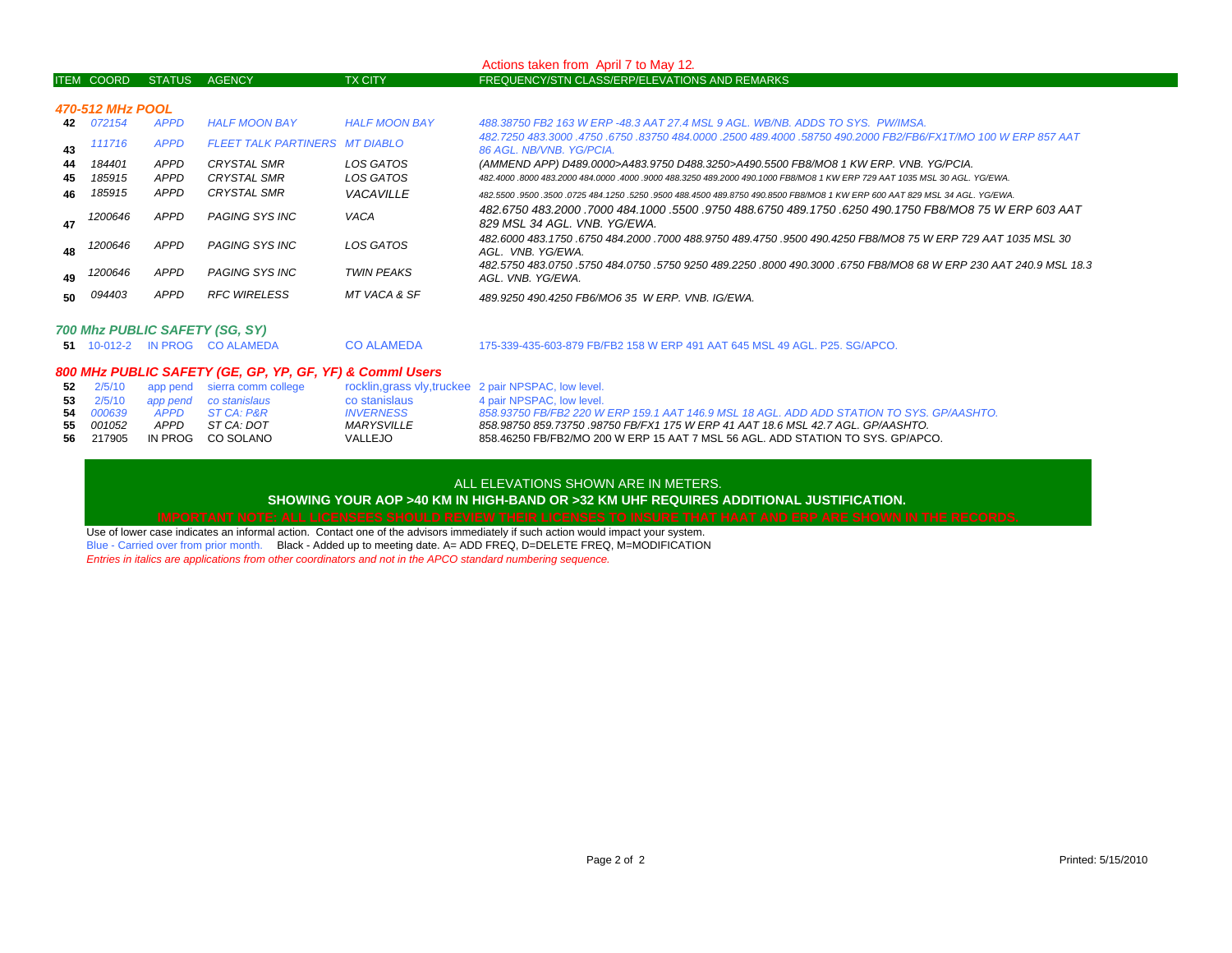Actions taken from April 7 to May 12.

| ITEM | COORD | STATUS | AGENCY | TX CITY | FREQUENCY/STN CLASS/ERP/ELEVATIONS AND REMARKS |
|---|---|---|---|---|---|
| ***470-512 MHz POOL*** | | | | | |
| 42 | *072154* | *APPD* | *HALF MOON BAY* | *HALF MOON BAY* | *488.38750 FB2 163 W ERP -48.3 AAT 27.4 MSL 9 AGL. WB/NB. ADDS TO SYS. PW/IMSA.* |
| 43 | *111716* | *APPD* | *FLEET TALK PARTINERS* | *MT DIABLO* | *482.7250 483.3000 .4750 .6750 .83750 484.0000 .2500 489.4000 .58750 490.2000 FB2/FB6/FX1T/MO 100 W ERP 857 AAT 86 AGL. NB/VNB. YG/PCIA.* |
| 44 | *184401* | *APPD* | *CRYSTAL SMR* | *LOS GATOS* | *(AMMEND APP) D489.0000>A483.9750 D488.3250>A490.5500 FB8/MO8 1 KW ERP. VNB. YG/PCIA.* |
| 45 | *185915* | *APPD* | *CRYSTAL SMR* | *LOS GATOS* | *482.4000 .8000 483.2000 484.0000 .4000 .9000 488.3250 489.2000 490.1000 FB8/MO8 1 KW ERP 729 AAT 1035 MSL 30 AGL. YG/EWA.* |
| 46 | *185915* | *APPD* | *CRYSTAL SMR* | *VACAVILLE* | *482.5500 .9500 .3500 .0725 484.1250 .5250 .9500 488.4500 489.8750 490.8500 FB8/MO8 1 KW ERP 600 AAT 829 MSL 34 AGL. YG/EWA.* |
| 47 | *1200646* | *APPD* | *PAGING SYS INC* | *VACA* | *482.6750 483.2000 .7000 484.1000 .5500 .9750 488.6750 489.1750 .6250 490.1750 FB8/MO8 75 W ERP 603 AAT 829 MSL 34 AGL. VNB. YG/EWA.* |
| 48 | *1200646* | *APPD* | *PAGING SYS INC* | *LOS GATOS* | *482.6000 483.1750 .6750 484.2000 .7000 488.9750 489.4750 .9500 490.4250 FB8/MO8 75 W ERP 729 AAT 1035 MSL 30 AGL. VNB. YG/EWA.* |
| 49 | *1200646* | *APPD* | *PAGING SYS INC* | *TWIN PEAKS* | *482.5750 483.0750 .5750 484.0750 .5750 9250 489.2250 .8000 490.3000 .6750 FB8/MO8 68 W ERP 230 AAT 240.9 MSL 18.3 AGL. VNB. YG/EWA.* |
| 50 | *094403* | *APPD* | *RFC WIRELESS* | *MT VACA & SF* | *489.9250 490.4250 FB6/MO6 35 W ERP. VNB. IG/EWA.* |
| ***700 Mhz PUBLIC SAFETY (SG, SY)*** | | | | | |
| 51 | 10-012-2 | IN PROG | CO ALAMEDA | CO ALAMEDA | 175-339-435-603-879 FB/FB2 158 W ERP 491 AAT 645 MSL 49 AGL. P25. SG/APCO. |
| ***800 MHz PUBLIC SAFETY (GE, GP, YP, GF, YF) & Comml Users*** | | | | | |
| 52 | 2/5/10 | app pend | sierra comm college | rocklin,grass vly,truckee | 2 pair NPSPAC, low level. |
| 53 | 2/5/10 | *app pend* | *co stanislaus* | co stanislaus | 4 pair NPSPAC, low level. |
| 54 | *000639* | *APPD* | *ST CA: P&R* | *INVERNESS* | *858.93750 FB/FB2 220 W ERP 159.1 AAT 146.9 MSL 18 AGL. ADD ADD STATION TO SYS. GP/AASHTO.* |
| 55 | *001052* | *APPD* | *ST CA: DOT* | *MARYSVILLE* | *858.98750 859.73750 .98750 FB/FX1 175 W ERP 41 AAT 18.6 MSL 42.7 AGL. GP/AASHTO.* |
| 56 | 217905 | IN PROG | CO SOLANO | VALLEJO | 858.46250 FB/FB2/MO 200 W ERP 15 AAT 7 MSL 56 AGL. ADD STATION TO SYS. GP/APCO. |

ALL ELEVATIONS SHOWN ARE IN METERS.

**SHOWING YOUR AOP >40 KM IN HIGH-BAND OR >32 KM UHF REQUIRES ADDITIONAL JUSTIFICATION.**

**IMPORTANT NOTE: ALL LICENSEES SHOULD REVIEW THEIR LICENSES TO INSURE THAT HAAT AND ERP ARE SHOWN IN THE RECORDS.**

Use of lower case indicates an informal action. Contact one of the advisors immediately if such action would impact your system.

Blue - Carried over from prior month. Black - Added up to meeting date. A= ADD FREQ, D=DELETE FREQ, M=MODIFICATION

*Entries in italics are applications from other coordinators and not in the APCO standard numbering sequence.*

Printed: 5/15/2010